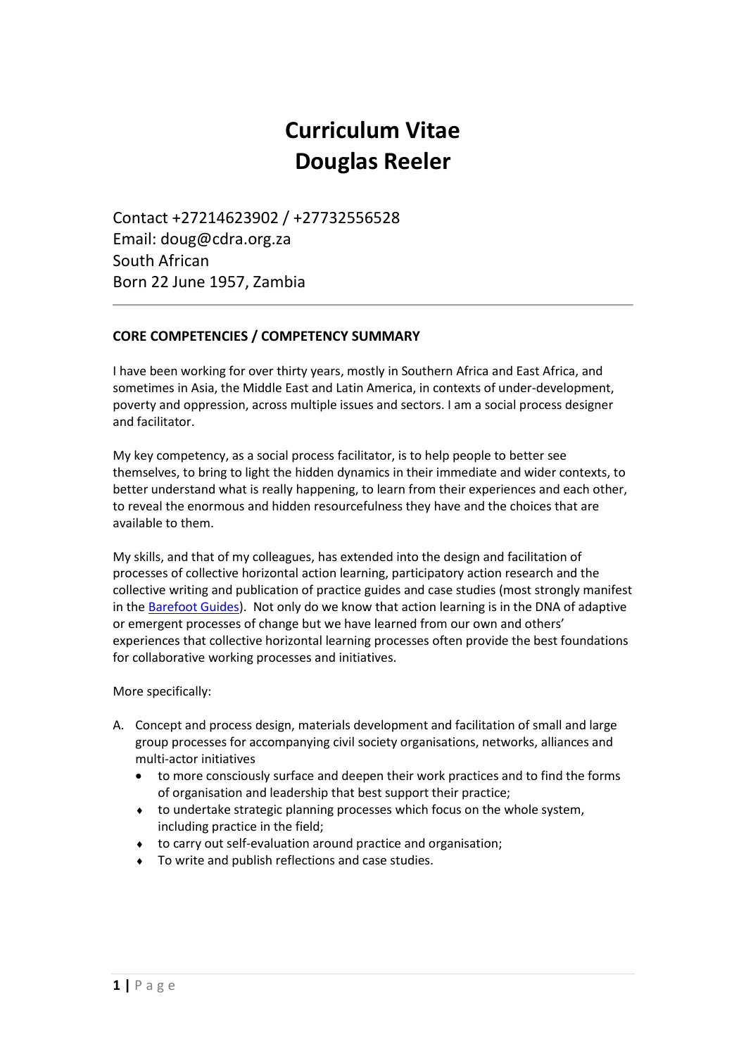# Curriculum Vitae
# Douglas Reeler

Contact +27214623902 / +27732556528
Email: doug@cdra.org.za
South African
Born 22 June 1957, Zambia

---

**CORE COMPETENCIES / COMPETENCY SUMMARY**

I have been working for over thirty years, mostly in Southern Africa and East Africa, and sometimes in Asia, the Middle East and Latin America, in contexts of under-development, poverty and oppression, across multiple issues and sectors. I am a social process designer and facilitator.

My key competency, as a social process facilitator, is to help people to better see themselves, to bring to light the hidden dynamics in their immediate and wider contexts, to better understand what is really happening, to learn from their experiences and each other, to reveal the enormous and hidden resourcefulness they have and the choices that are available to them.

My skills, and that of my colleagues, has extended into the design and facilitation of processes of collective horizontal action learning, participatory action research and the collective writing and publication of practice guides and case studies (most strongly manifest in the Barefoot Guides). Not only do we know that action learning is in the DNA of adaptive or emergent processes of change but we have learned from our own and others' experiences that collective horizontal learning processes often provide the best foundations for collaborative working processes and initiatives.

More specifically:

A. Concept and process design, materials development and facilitation of small and large group processes for accompanying civil society organisations, networks, alliances and multi-actor initiatives
   - to more consciously surface and deepen their work practices and to find the forms of organisation and leadership that best support their practice;
   - to undertake strategic planning processes which focus on the whole system, including practice in the field;
   - to carry out self-evaluation around practice and organisation;
   - To write and publish reflections and case studies.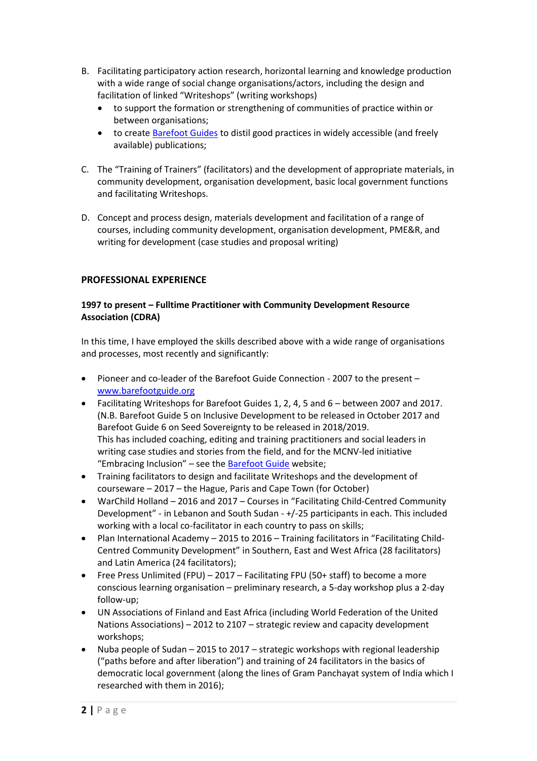B. Facilitating participatory action research, horizontal learning and knowledge production with a wide range of social change organisations/actors, including the design and facilitation of linked "Writeshops" (writing workshops)
   - to support the formation or strengthening of communities of practice within or between organisations;
   - to create Barefoot Guides to distil good practices in widely accessible (and freely available) publications;

C. The "Training of Trainers" (facilitators) and the development of appropriate materials, in community development, organisation development, basic local government functions and facilitating Writeshops.

D. Concept and process design, materials development and facilitation of a range of courses, including community development, organisation development, PME&R, and writing for development (case studies and proposal writing)

## PROFESSIONAL EXPERIENCE

### 1997 to present – Fulltime Practitioner with Community Development Resource Association (CDRA)

In this time, I have employed the skills described above with a wide range of organisations and processes, most recently and significantly:

- Pioneer and co-leader of the Barefoot Guide Connection - 2007 to the present – www.barefootguide.org
- Facilitating Writeshops for Barefoot Guides 1, 2, 4, 5 and 6 – between 2007 and 2017. (N.B. Barefoot Guide 5 on Inclusive Development to be released in October 2017 and Barefoot Guide 6 on Seed Sovereignty to be released in 2018/2019. This has included coaching, editing and training practitioners and social leaders in writing case studies and stories from the field, and for the MCNV-led initiative "Embracing Inclusion" – see the Barefoot Guide website;
- Training facilitators to design and facilitate Writeshops and the development of courseware – 2017 – the Hague, Paris and Cape Town (for October)
- WarChild Holland – 2016 and 2017 – Courses in "Facilitating Child-Centred Community Development" - in Lebanon and South Sudan - +/-25 participants in each. This included working with a local co-facilitator in each country to pass on skills;
- Plan International Academy – 2015 to 2016 – Training facilitators in "Facilitating Child-Centred Community Development" in Southern, East and West Africa (28 facilitators) and Latin America (24 facilitators);
- Free Press Unlimited (FPU) – 2017 – Facilitating FPU (50+ staff) to become a more conscious learning organisation – preliminary research, a 5-day workshop plus a 2-day follow-up;
- UN Associations of Finland and East Africa (including World Federation of the United Nations Associations) – 2012 to 2107 – strategic review and capacity development workshops;
- Nuba people of Sudan – 2015 to 2017 – strategic workshops with regional leadership ("paths before and after liberation") and training of 24 facilitators in the basics of democratic local government (along the lines of Gram Panchayat system of India which I researched with them in 2016);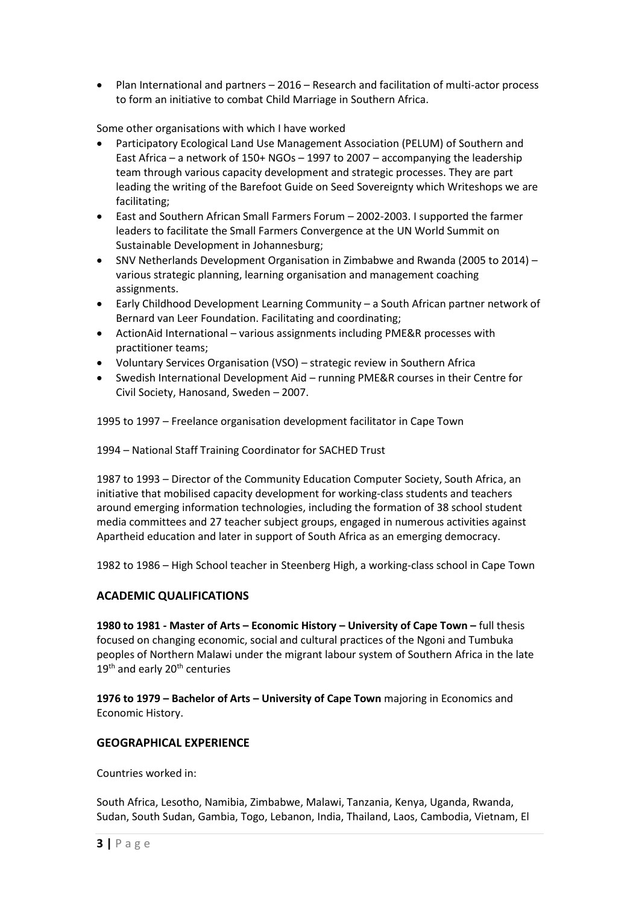- Plan International and partners – 2016 – Research and facilitation of multi-actor process to form an initiative to combat Child Marriage in Southern Africa.

Some other organisations with which I have worked

- Participatory Ecological Land Use Management Association (PELUM) of Southern and East Africa – a network of 150+ NGOs – 1997 to 2007 – accompanying the leadership team through various capacity development and strategic processes. They are part leading the writing of the Barefoot Guide on Seed Sovereignty which Writeshops we are facilitating;
- East and Southern African Small Farmers Forum – 2002-2003. I supported the farmer leaders to facilitate the Small Farmers Convergence at the UN World Summit on Sustainable Development in Johannesburg;
- SNV Netherlands Development Organisation in Zimbabwe and Rwanda (2005 to 2014) – various strategic planning, learning organisation and management coaching assignments.
- Early Childhood Development Learning Community – a South African partner network of Bernard van Leer Foundation. Facilitating and coordinating;
- ActionAid International – various assignments including PME&R processes with practitioner teams;
- Voluntary Services Organisation (VSO) – strategic review in Southern Africa
- Swedish International Development Aid – running PME&R courses in their Centre for Civil Society, Hanosand, Sweden – 2007.

1995 to 1997 – Freelance organisation development facilitator in Cape Town

1994 – National Staff Training Coordinator for SACHED Trust

1987 to 1993 – Director of the Community Education Computer Society, South Africa, an initiative that mobilised capacity development for working-class students and teachers around emerging information technologies, including the formation of 38 school student media committees and 27 teacher subject groups, engaged in numerous activities against Apartheid education and later in support of South Africa as an emerging democracy.

1982 to 1986 – High School teacher in Steenberg High, a working-class school in Cape Town

## ACADEMIC QUALIFICATIONS

**1980 to 1981 - Master of Arts – Economic History – University of Cape Town –** full thesis focused on changing economic, social and cultural practices of the Ngoni and Tumbuka peoples of Northern Malawi under the migrant labour system of Southern Africa in the late 19th and early 20th centuries

**1976 to 1979 – Bachelor of Arts – University of Cape Town** majoring in Economics and Economic History.

## GEOGRAPHICAL EXPERIENCE

Countries worked in:

South Africa, Lesotho, Namibia, Zimbabwe, Malawi, Tanzania, Kenya, Uganda, Rwanda, Sudan, South Sudan, Gambia, Togo, Lebanon, India, Thailand, Laos, Cambodia, Vietnam, El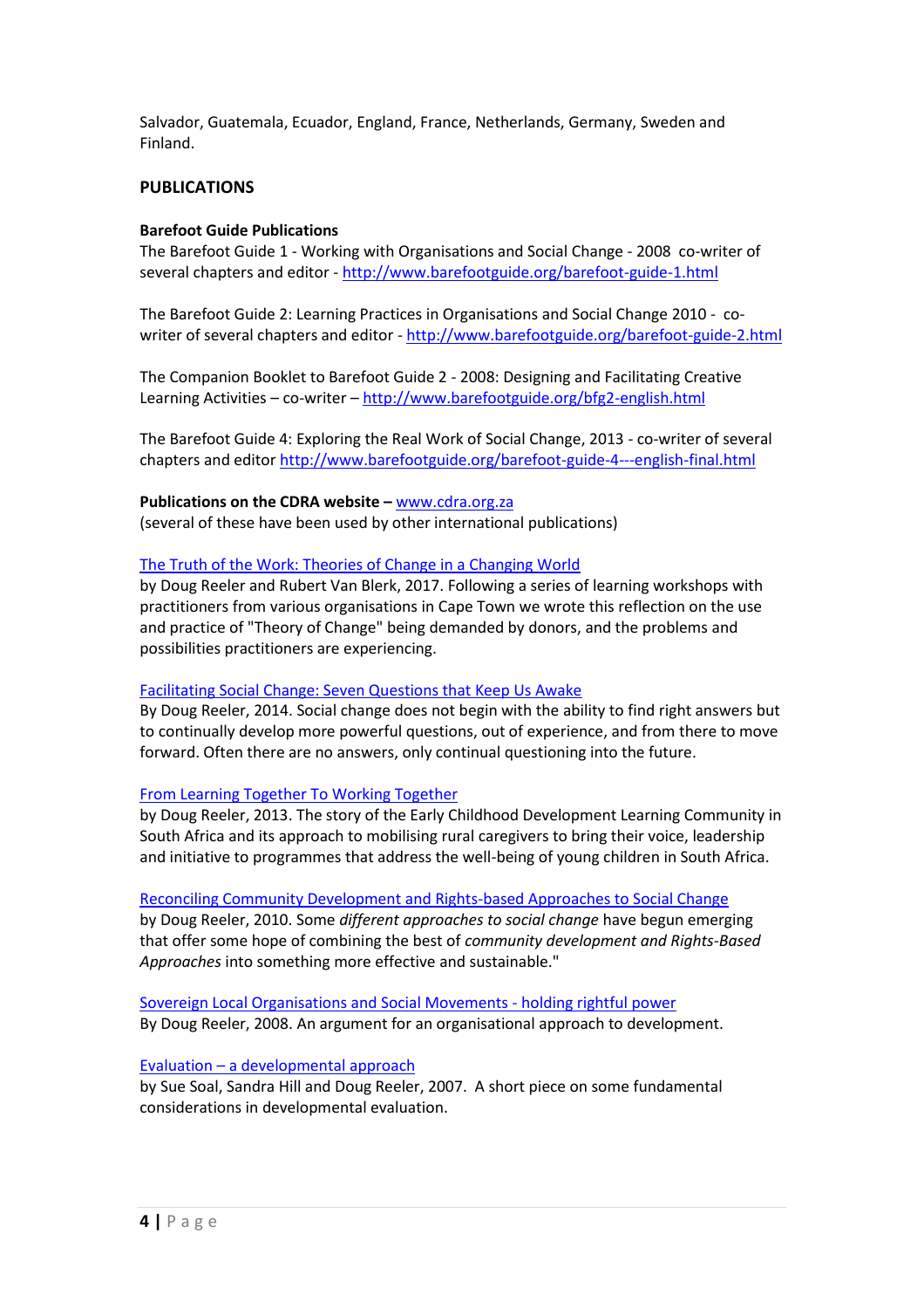Salvador, Guatemala, Ecuador, England, France, Netherlands, Germany, Sweden and Finland.

## PUBLICATIONS

### Barefoot Guide Publications

The Barefoot Guide 1 - Working with Organisations and Social Change - 2008 co-writer of several chapters and editor - http://www.barefootguide.org/barefoot-guide-1.html

The Barefoot Guide 2: Learning Practices in Organisations and Social Change 2010 - co-writer of several chapters and editor - http://www.barefootguide.org/barefoot-guide-2.html

The Companion Booklet to Barefoot Guide 2 - 2008: Designing and Facilitating Creative Learning Activities – co-writer – http://www.barefootguide.org/bfg2-english.html

The Barefoot Guide 4: Exploring the Real Work of Social Change, 2013 - co-writer of several chapters and editor http://www.barefootguide.org/barefoot-guide-4---english-final.html

### Publications on the CDRA website – www.cdra.org.za

(several of these have been used by other international publications)

The Truth of the Work: Theories of Change in a Changing World
by Doug Reeler and Rubert Van Blerk, 2017. Following a series of learning workshops with practitioners from various organisations in Cape Town we wrote this reflection on the use and practice of "Theory of Change" being demanded by donors, and the problems and possibilities practitioners are experiencing.

Facilitating Social Change: Seven Questions that Keep Us Awake
By Doug Reeler, 2014. Social change does not begin with the ability to find right answers but to continually develop more powerful questions, out of experience, and from there to move forward. Often there are no answers, only continual questioning into the future.

From Learning Together To Working Together
by Doug Reeler, 2013. The story of the Early Childhood Development Learning Community in South Africa and its approach to mobilising rural caregivers to bring their voice, leadership and initiative to programmes that address the well-being of young children in South Africa.

Reconciling Community Development and Rights-based Approaches to Social Change
by Doug Reeler, 2010. Some *different approaches to social change* have begun emerging that offer some hope of combining the best of *community development and Rights-Based Approaches* into something more effective and sustainable."

Sovereign Local Organisations and Social Movements - holding rightful power
By Doug Reeler, 2008. An argument for an organisational approach to development.

Evaluation – a developmental approach
by Sue Soal, Sandra Hill and Doug Reeler, 2007. A short piece on some fundamental considerations in developmental evaluation.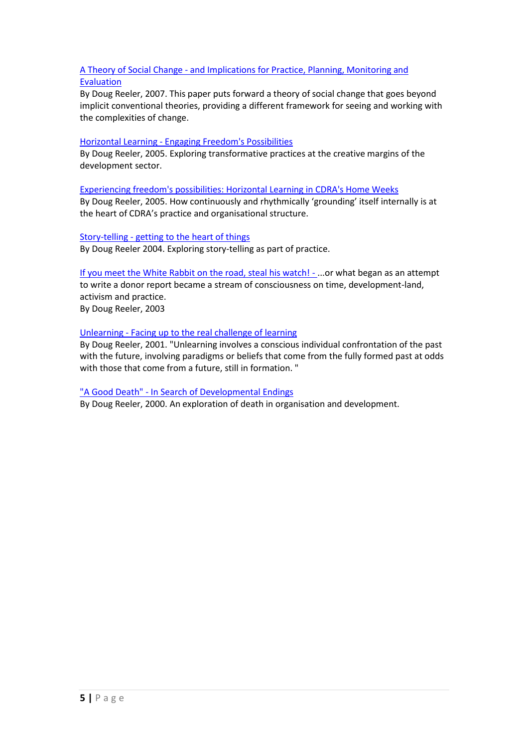A Theory of Social Change - and Implications for Practice, Planning, Monitoring and Evaluation
By Doug Reeler, 2007. This paper puts forward a theory of social change that goes beyond implicit conventional theories, providing a different framework for seeing and working with the complexities of change.

Horizontal Learning - Engaging Freedom's Possibilities
By Doug Reeler, 2005. Exploring transformative practices at the creative margins of the development sector.

Experiencing freedom's possibilities: Horizontal Learning in CDRA's Home Weeks
By Doug Reeler, 2005. How continuously and rhythmically 'grounding' itself internally is at the heart of CDRA's practice and organisational structure.

Story-telling - getting to the heart of things
By Doug Reeler 2004. Exploring story-telling as part of practice.

If you meet the White Rabbit on the road, steal his watch! - ...or what began as an attempt to write a donor report became a stream of consciousness on time, development-land, activism and practice.
By Doug Reeler, 2003

Unlearning - Facing up to the real challenge of learning
By Doug Reeler, 2001. "Unlearning involves a conscious individual confrontation of the past with the future, involving paradigms or beliefs that come from the fully formed past at odds with those that come from a future, still in formation. "

"A Good Death" - In Search of Developmental Endings
By Doug Reeler, 2000. An exploration of death in organisation and development.